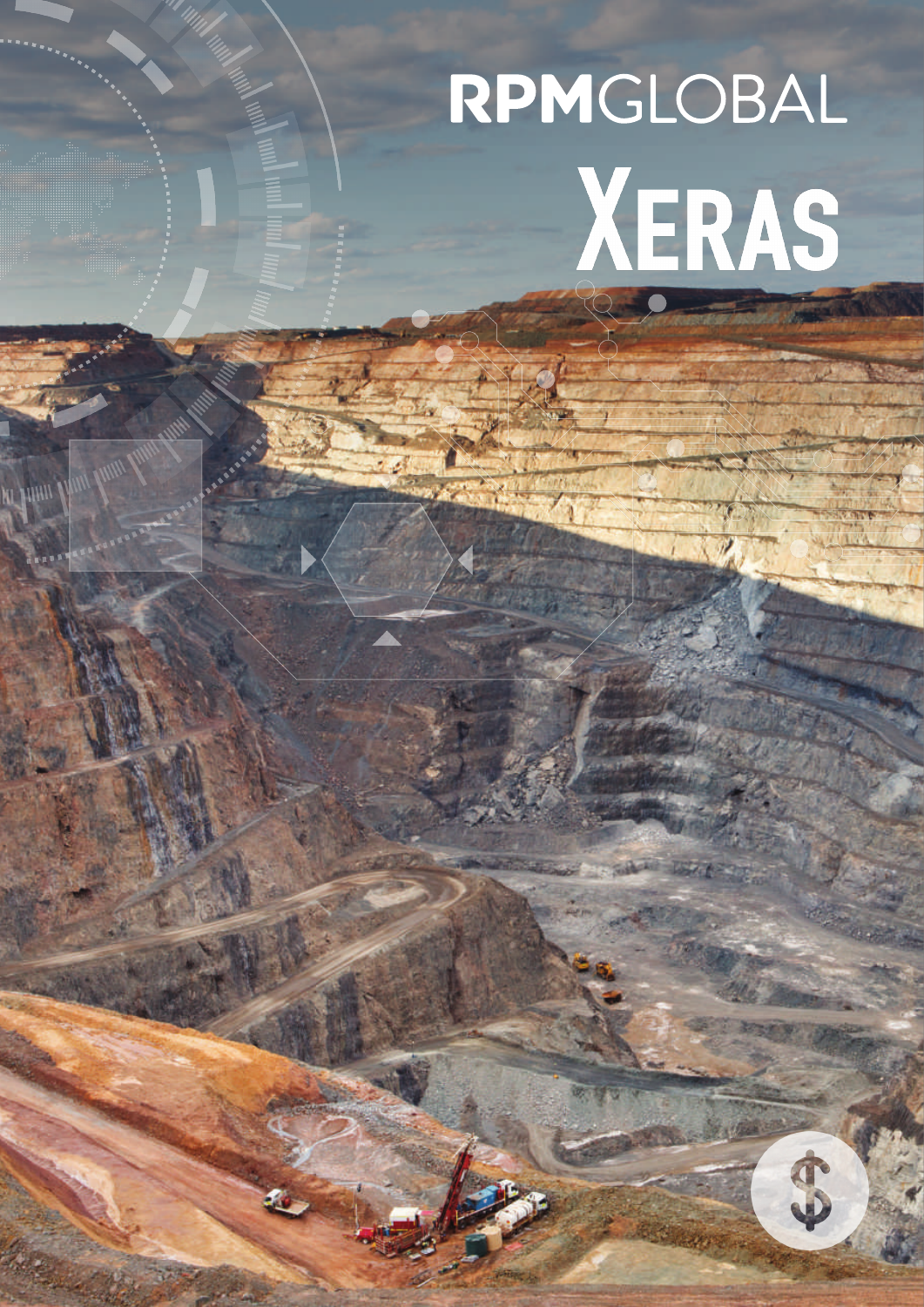# RPMGLOBAL

# XERAS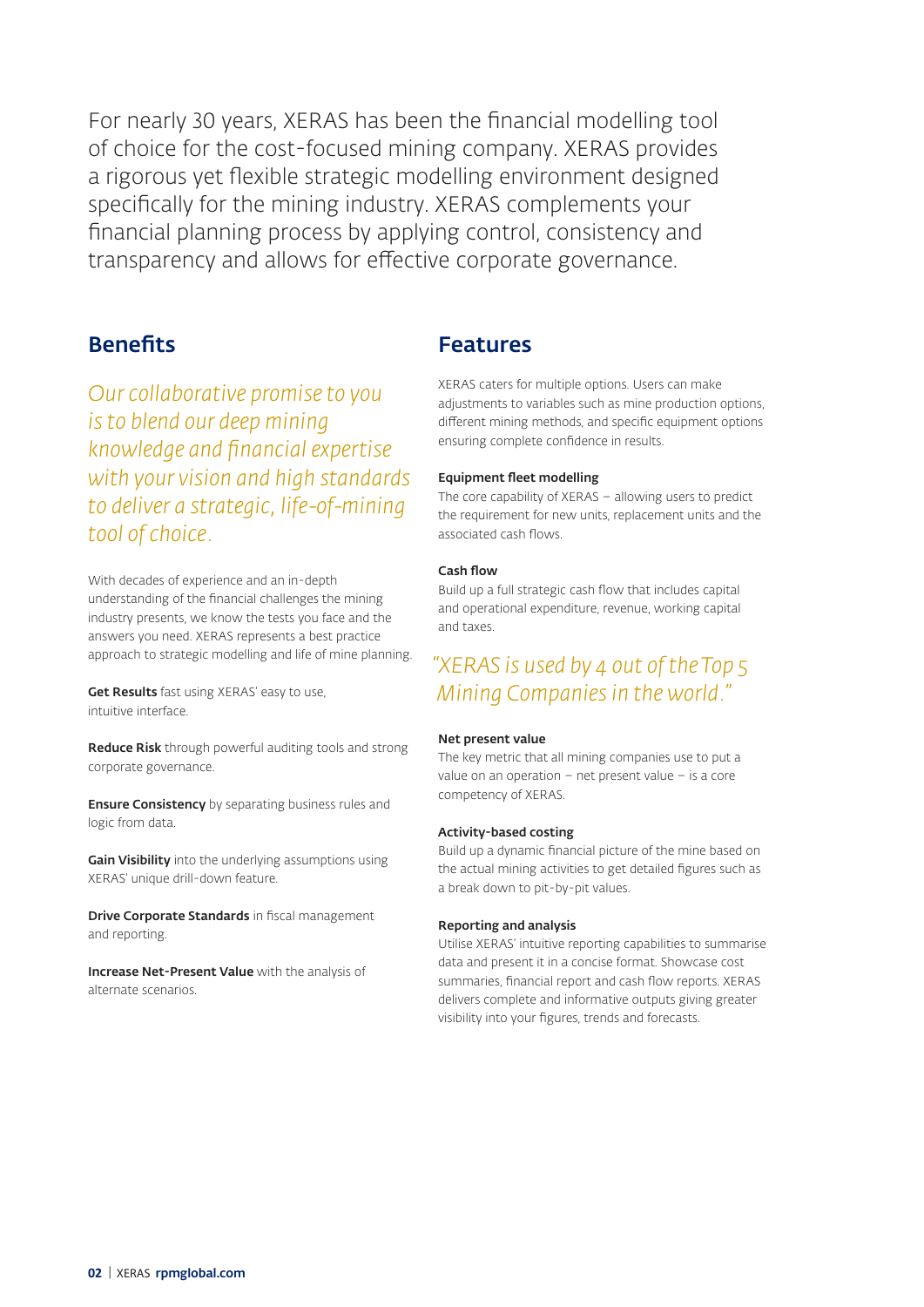For nearly 30 years, XERAS has been the financial modelling tool of choice for the cost-focused mining company. XERAS provides a rigorous yet flexible strategic modelling environment designed specifically for the mining industry. XERAS complements your financial planning process by applying control, consistency and transparency and allows for effective corporate governance.

## Benefits

*Our collaborative promise to you is to blend our deep mining knowledge and financial expertise with your vision and high standards to deliver a strategic, life-of-mining tool of choice.*

With decades of experience and an in-depth understanding of the financial challenges the mining industry presents, we know the tests you face and the answers you need. XERAS represents a best practice approach to strategic modelling and life of mine planning.

**Get Results** fast using XERAS' easy to use, intuitive interface.

**Reduce Risk** through powerful auditing tools and strong corporate governance.

**Ensure Consistency** by separating business rules and logic from data.

**Gain Visibility** into the underlying assumptions using XERAS' unique drill-down feature.

**Drive Corporate Standards** in fiscal management and reporting.

**Increase Net-Present Value** with the analysis of alternate scenarios.

## Features

XERAS caters for multiple options. Users can make adjustments to variables such as mine production options, different mining methods, and specific equipment options ensuring complete confidence in results.

**Equipment fleet modelling**
The core capability of XERAS – allowing users to predict the requirement for new units, replacement units and the associated cash flows.

**Cash flow**
Build up a full strategic cash flow that includes capital and operational expenditure, revenue, working capital and taxes.

*"XERAS is used by 4 out of the Top 5 Mining Companies in the world."*

**Net present value**
The key metric that all mining companies use to put a value on an operation – net present value – is a core competency of XERAS.

**Activity-based costing**
Build up a dynamic financial picture of the mine based on the actual mining activities to get detailed figures such as a break down to pit-by-pit values.

**Reporting and analysis**
Utilise XERAS' intuitive reporting capabilities to summarise data and present it in a concise format. Showcase cost summaries, financial report and cash flow reports. XERAS delivers complete and informative outputs giving greater visibility into your figures, trends and forecasts.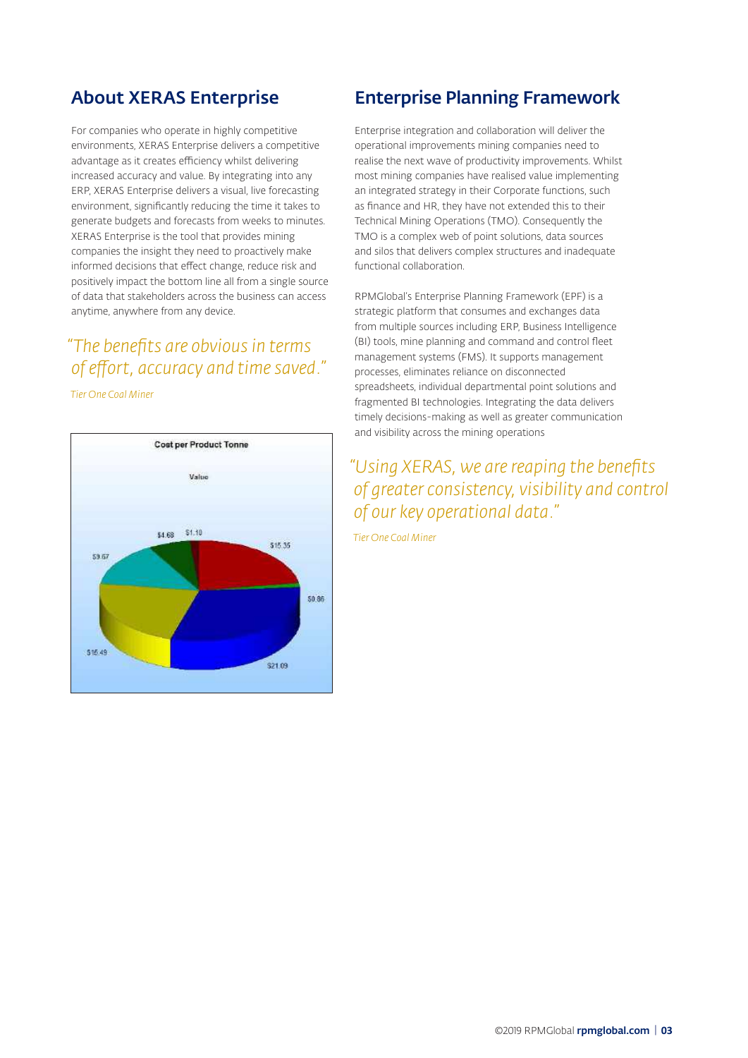## About XERAS Enterprise

For companies who operate in highly competitive environments, XERAS Enterprise delivers a competitive advantage as it creates efficiency whilst delivering increased accuracy and value. By integrating into any ERP, XERAS Enterprise delivers a visual, live forecasting environment, significantly reducing the time it takes to generate budgets and forecasts from weeks to minutes. XERAS Enterprise is the tool that provides mining companies the insight they need to proactively make informed decisions that effect change, reduce risk and positively impact the bottom line all from a single source of data that stakeholders across the business can access anytime, anywhere from any device.

*"The benefits are obvious in terms of effort, accuracy and time saved."*

*Tier One Coal Miner*

Cost per Product Tonne

Value

$4.68 $1.10 $15.35 $9.67 $0.86 $15.49 $21.09

## Enterprise Planning Framework

Enterprise integration and collaboration will deliver the operational improvements mining companies need to realise the next wave of productivity improvements. Whilst most mining companies have realised value implementing an integrated strategy in their Corporate functions, such as finance and HR, they have not extended this to their Technical Mining Operations (TMO). Consequently the TMO is a complex web of point solutions, data sources and silos that delivers complex structures and inadequate functional collaboration.

RPMGlobal's Enterprise Planning Framework (EPF) is a strategic platform that consumes and exchanges data from multiple sources including ERP, Business Intelligence (BI) tools, mine planning and command and control fleet management systems (FMS). It supports management processes, eliminates reliance on disconnected spreadsheets, individual departmental point solutions and fragmented BI technologies. Integrating the data delivers timely decisions-making as well as greater communication and visibility across the mining operations

*"Using XERAS, we are reaping the benefits of greater consistency, visibility and control of our key operational data."*

*Tier One Coal Miner*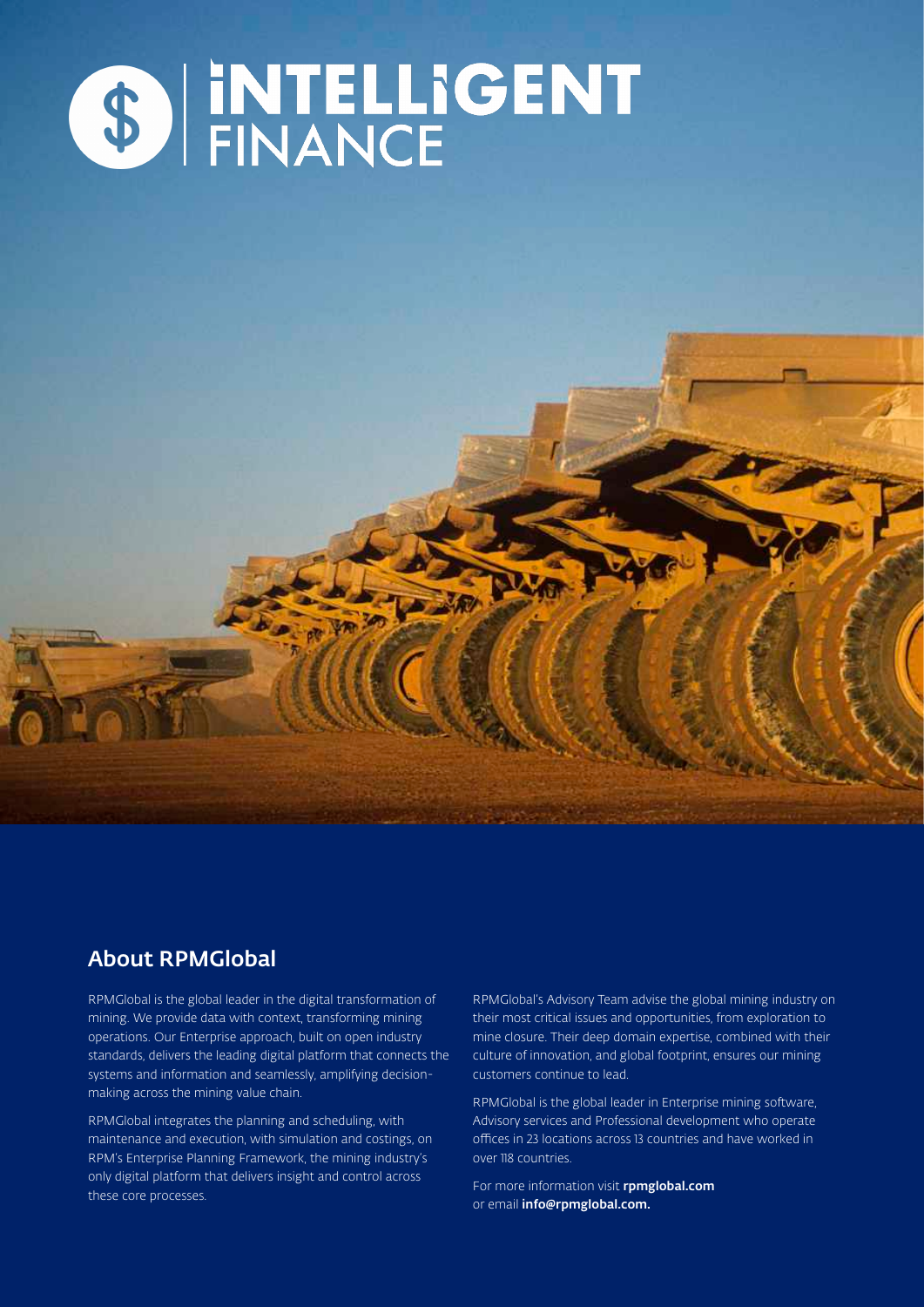# INTELLIGENT FINANCE

## About RPMGlobal

RPMGlobal is the global leader in the digital transformation of mining. We provide data with context, transforming mining operations. Our Enterprise approach, built on open industry standards, delivers the leading digital platform that connects the systems and information and seamlessly, amplifying decision-making across the mining value chain.

RPMGlobal integrates the planning and scheduling, with maintenance and execution, with simulation and costings, on RPM's Enterprise Planning Framework, the mining industry's only digital platform that delivers insight and control across these core processes.

RPMGlobal's Advisory Team advise the global mining industry on their most critical issues and opportunities, from exploration to mine closure. Their deep domain expertise, combined with their culture of innovation, and global footprint, ensures our mining customers continue to lead.

RPMGlobal is the global leader in Enterprise mining software, Advisory services and Professional development who operate offices in 23 locations across 13 countries and have worked in over 118 countries.

For more information visit **rpmglobal.com** or email **info@rpmglobal.com.**